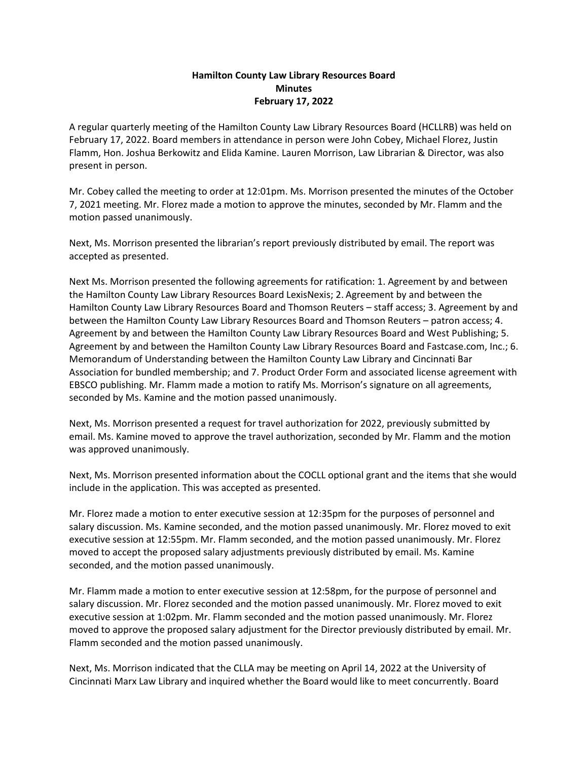# Hamilton County Law Library Resources Board
## Minutes
### February 17, 2022

A regular quarterly meeting of the Hamilton County Law Library Resources Board (HCLLRB) was held on February 17, 2022. Board members in attendance in person were John Cobey, Michael Florez, Justin Flamm, Hon. Joshua Berkowitz and Elida Kamine. Lauren Morrison, Law Librarian & Director, was also present in person.

Mr. Cobey called the meeting to order at 12:01pm. Ms. Morrison presented the minutes of the October 7, 2021 meeting. Mr. Florez made a motion to approve the minutes, seconded by Mr. Flamm and the motion passed unanimously.

Next, Ms. Morrison presented the librarian's report previously distributed by email. The report was accepted as presented.

Next Ms. Morrison presented the following agreements for ratification: 1. Agreement by and between the Hamilton County Law Library Resources Board LexisNexis; 2. Agreement by and between the Hamilton County Law Library Resources Board and Thomson Reuters – staff access; 3. Agreement by and between the Hamilton County Law Library Resources Board and Thomson Reuters – patron access; 4. Agreement by and between the Hamilton County Law Library Resources Board and West Publishing; 5. Agreement by and between the Hamilton County Law Library Resources Board and Fastcase.com, Inc.; 6. Memorandum of Understanding between the Hamilton County Law Library and Cincinnati Bar Association for bundled membership; and 7. Product Order Form and associated license agreement with EBSCO publishing. Mr. Flamm made a motion to ratify Ms. Morrison's signature on all agreements, seconded by Ms. Kamine and the motion passed unanimously.

Next, Ms. Morrison presented a request for travel authorization for 2022, previously submitted by email. Ms. Kamine moved to approve the travel authorization, seconded by Mr. Flamm and the motion was approved unanimously.

Next, Ms. Morrison presented information about the COCLL optional grant and the items that she would include in the application. This was accepted as presented.

Mr. Florez made a motion to enter executive session at 12:35pm for the purposes of personnel and salary discussion. Ms. Kamine seconded, and the motion passed unanimously. Mr. Florez moved to exit executive session at 12:55pm. Mr. Flamm seconded, and the motion passed unanimously. Mr. Florez moved to accept the proposed salary adjustments previously distributed by email. Ms. Kamine seconded, and the motion passed unanimously.

Mr. Flamm made a motion to enter executive session at 12:58pm, for the purpose of personnel and salary discussion. Mr. Florez seconded and the motion passed unanimously. Mr. Florez moved to exit executive session at 1:02pm. Mr. Flamm seconded and the motion passed unanimously. Mr. Florez moved to approve the proposed salary adjustment for the Director previously distributed by email. Mr. Flamm seconded and the motion passed unanimously.

Next, Ms. Morrison indicated that the CLLA may be meeting on April 14, 2022 at the University of Cincinnati Marx Law Library and inquired whether the Board would like to meet concurrently. Board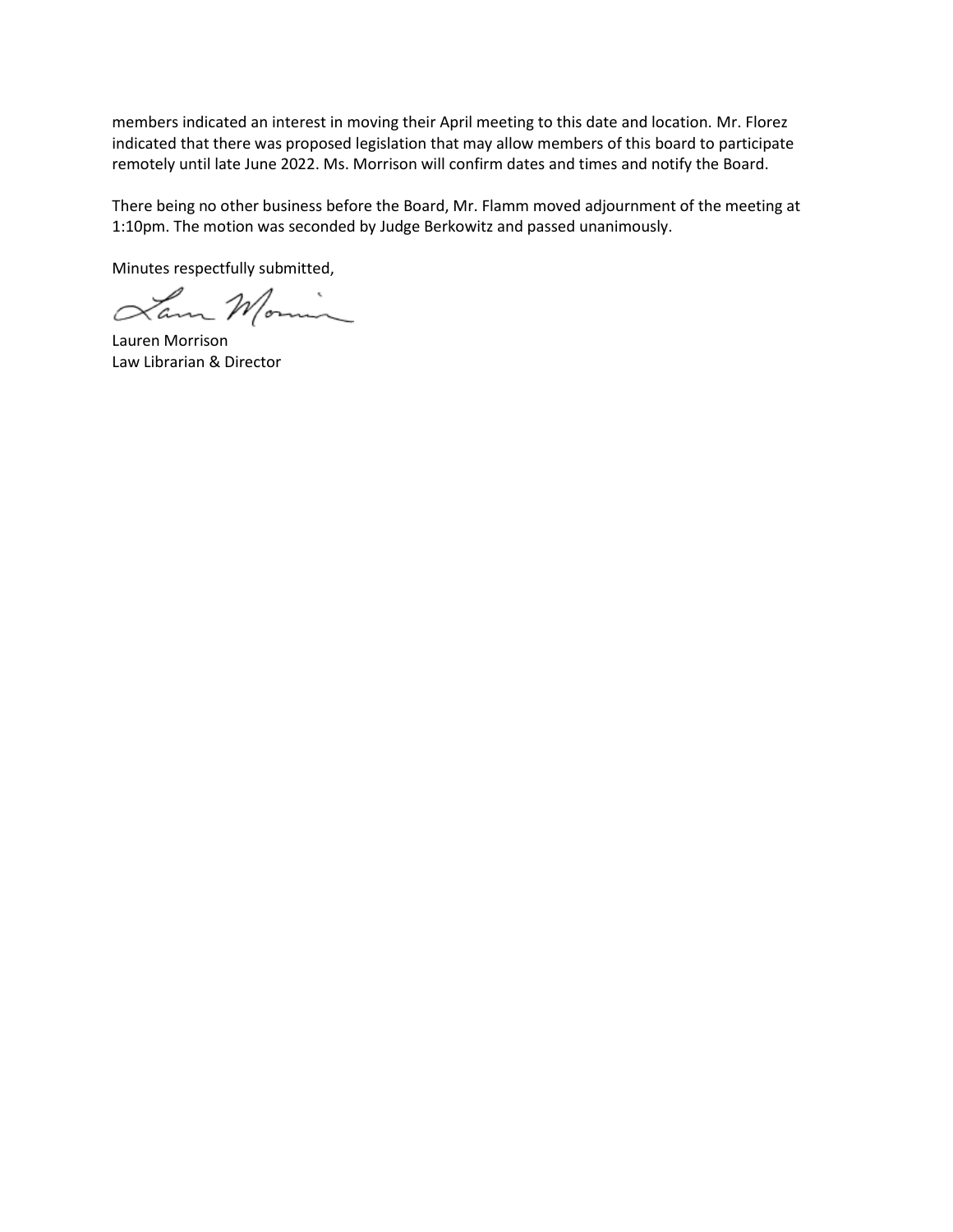members indicated an interest in moving their April meeting to this date and location. Mr. Florez indicated that there was proposed legislation that may allow members of this board to participate remotely until late June 2022. Ms. Morrison will confirm dates and times and notify the Board.

There being no other business before the Board, Mr. Flamm moved adjournment of the meeting at 1:10pm. The motion was seconded by Judge Berkowitz and passed unanimously.

Minutes respectfully submitted,

Lauren Morrison
Law Librarian & Director